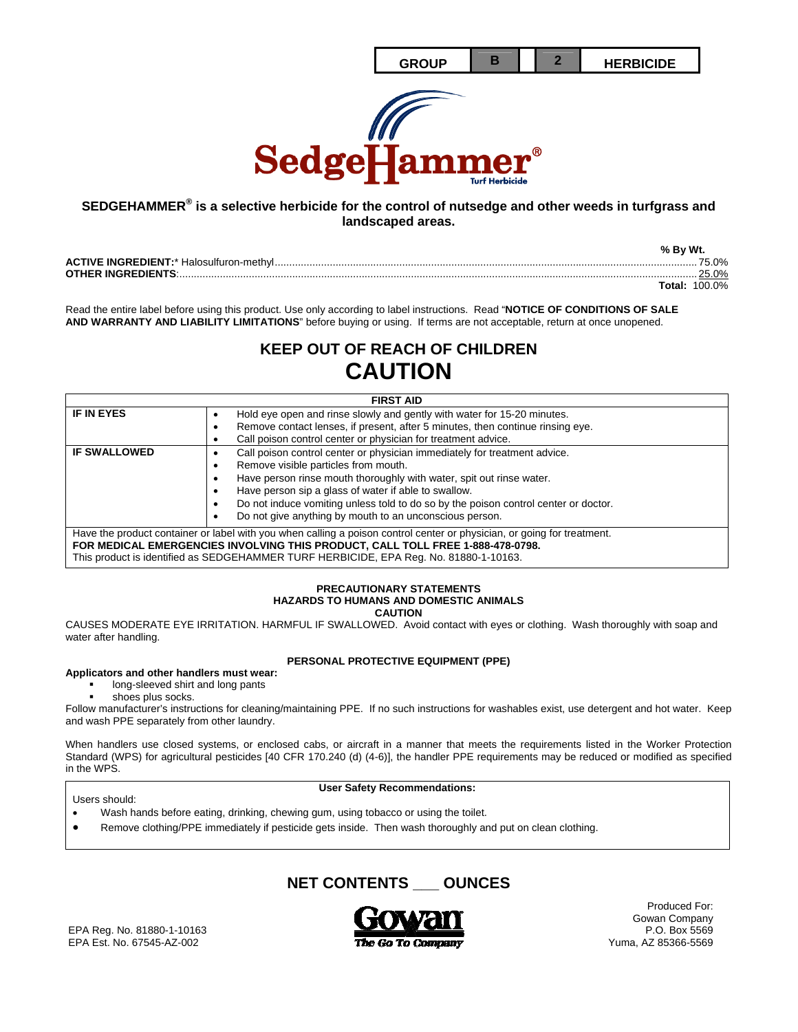| GROUP | B | 2 | HERBICIDE |
|---|---|---|---|

# SedgeHammer®

Turf Herbicide

**SEDGEHAMMER® is a selective herbicide for the control of nutsedge and other weeds in turfgrass and landscaped areas.**

| | % By Wt. |
|---|---|
| **ACTIVE INGREDIENT:*** Halosulfuron-methyl | 75.0% |
| **OTHER INGREDIENTS**: | 25.0% |
| | **Total:** 100.0% |

Read the entire label before using this product. Use only according to label instructions. Read "**NOTICE OF CONDITIONS OF SALE AND WARRANTY AND LIABILITY LIMITATIONS**" before buying or using. If terms are not acceptable, return at once unopened.

## KEEP OUT OF REACH OF CHILDREN

# CAUTION

| FIRST AID | |
|---|---|
| **IF IN EYES** | • Hold eye open and rinse slowly and gently with water for 15-20 minutes.<br>• Remove contact lenses, if present, after 5 minutes, then continue rinsing eye.<br>• Call poison control center or physician for treatment advice. |
| **IF SWALLOWED** | • Call poison control center or physician immediately for treatment advice.<br>• Remove visible particles from mouth.<br>• Have person rinse mouth thoroughly with water, spit out rinse water.<br>• Have person sip a glass of water if able to swallow.<br>• Do not induce vomiting unless told to do so by the poison control center or doctor.<br>• Do not give anything by mouth to an unconscious person. |
| Have the product container or label with you when calling a poison control center or physician, or going for treatment.<br>**FOR MEDICAL EMERGENCIES INVOLVING THIS PRODUCT, CALL TOLL FREE 1-888-478-0798.**<br>This product is identified as SEDGEHAMMER TURF HERBICIDE, EPA Reg. No. 81880-1-10163. | |

### PRECAUTIONARY STATEMENTS
### HAZARDS TO HUMANS AND DOMESTIC ANIMALS
### CAUTION

CAUSES MODERATE EYE IRRITATION. HARMFUL IF SWALLOWED. Avoid contact with eyes or clothing. Wash thoroughly with soap and water after handling.

### PERSONAL PROTECTIVE EQUIPMENT (PPE)

**Applicators and other handlers must wear:**

- long-sleeved shirt and long pants
- shoes plus socks.

Follow manufacturer's instructions for cleaning/maintaining PPE. If no such instructions for washables exist, use detergent and hot water. Keep and wash PPE separately from other laundry.

When handlers use closed systems, or enclosed cabs, or aircraft in a manner that meets the requirements listed in the Worker Protection Standard (WPS) for agricultural pesticides [40 CFR 170.240 (d) (4-6)], the handler PPE requirements may be reduced or modified as specified in the WPS.

**User Safety Recommendations:**

Users should:

- Wash hands before eating, drinking, chewing gum, using tobacco or using the toilet.
- Remove clothing/PPE immediately if pesticide gets inside. Then wash thoroughly and put on clean clothing.

## NET CONTENTS ___ OUNCES

EPA Reg. No. 81880-1-10163
EPA Est. No. 67545-AZ-002

Gowan
The Go To Company

Produced For:
Gowan Company
P.O. Box 5569
Yuma, AZ 85366-5569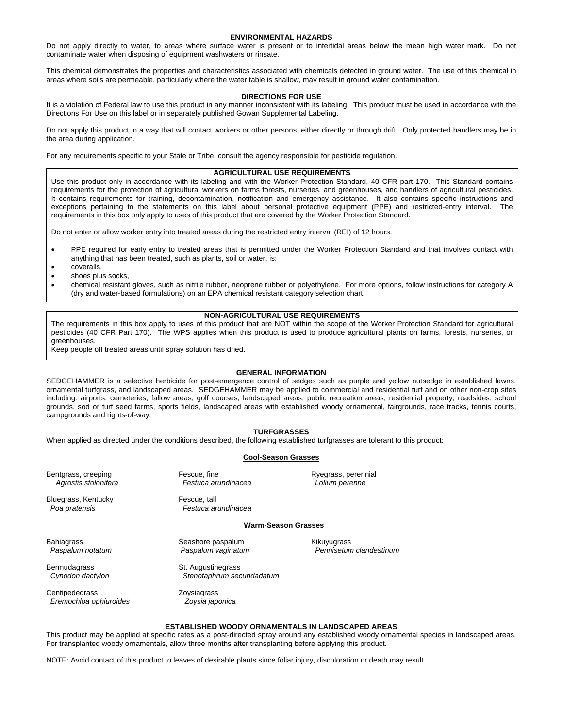## ENVIRONMENTAL HAZARDS

Do not apply directly to water, to areas where surface water is present or to intertidal areas below the mean high water mark. Do not contaminate water when disposing of equipment washwaters or rinsate.

This chemical demonstrates the properties and characteristics associated with chemicals detected in ground water. The use of this chemical in areas where soils are permeable, particularly where the water table is shallow, may result in ground water contamination.

## DIRECTIONS FOR USE

It is a violation of Federal law to use this product in any manner inconsistent with its labeling. This product must be used in accordance with the Directions For Use on this label or in separately published Gowan Supplemental Labeling.

Do not apply this product in a way that will contact workers or other persons, either directly or through drift. Only protected handlers may be in the area during application.

For any requirements specific to your State or Tribe, consult the agency responsible for pesticide regulation.

### AGRICULTURAL USE REQUIREMENTS

Use this product only in accordance with its labeling and with the Worker Protection Standard, 40 CFR part 170. This Standard contains requirements for the protection of agricultural workers on farms forests, nurseries, and greenhouses, and handlers of agricultural pesticides. It contains requirements for training, decontamination, notification and emergency assistance. It also contains specific instructions and exceptions pertaining to the statements on this label about personal protective equipment (PPE) and restricted-entry interval. The requirements in this box only apply to uses of this product that are covered by the Worker Protection Standard.

Do not enter or allow worker entry into treated areas during the restricted entry interval (REI) of 12 hours.

- PPE required for early entry to treated areas that is permitted under the Worker Protection Standard and that involves contact with anything that has been treated, such as plants, soil or water, is:
- coveralls,
- shoes plus socks,
- chemical resistant gloves, such as nitrile rubber, neoprene rubber or polyethylene. For more options, follow instructions for category A (dry and water-based formulations) on an EPA chemical resistant category selection chart.

### NON-AGRICULTURAL USE REQUIREMENTS

The requirements in this box apply to uses of this product that are NOT within the scope of the Worker Protection Standard for agricultural pesticides (40 CFR Part 170). The WPS applies when this product is used to produce agricultural plants on farms, forests, nurseries, or greenhouses.

Keep people off treated areas until spray solution has dried.

## GENERAL INFORMATION

SEDGEHAMMER is a selective herbicide for post-emergence control of sedges such as purple and yellow nutsedge in established lawns, ornamental turfgrass, and landscaped areas. SEDGEHAMMER may be applied to commercial and residential turf and on other non-crop sites including: airports, cemeteries, fallow areas, golf courses, landscaped areas, public recreation areas, residential property, roadsides, school grounds, sod or turf seed farms, sports fields, landscaped areas with established woody ornamental, fairgrounds, race tracks, tennis courts, campgrounds and rights-of-way.

## TURFGRASSES

When applied as directed under the conditions described, the following established turfgrasses are tolerant to this product:

### Cool-Season Grasses

- Bentgrass, creeping — *Agrostis stolonifera*
- Bluegrass, Kentucky — *Poa pratensis*
- Fescue, fine — *Festuca arundinacea*
- Fescue, tall — *Festuca arundinacea*
- Ryegrass, perennial — *Lolium perenne*

### Warm-Season Grasses

- Bahiagrass — *Paspalum notatum*
- Bermudagrass — *Cynodon dactylon*
- Centipedegrass — *Eremochloa ophiuroides*
- Seashore paspalum — *Paspalum vaginatum*
- St. Augustinegrass — *Stenotaphrum secundadatum*
- Zoysiagrass — *Zoysia japonica*
- Kikuyugrass — *Pennisetum clandestinum*

## ESTABLISHED WOODY ORNAMENTALS IN LANDSCAPED AREAS

This product may be applied at specific rates as a post-directed spray around any established woody ornamental species in landscaped areas. For transplanted woody ornamentals, allow three months after transplanting before applying this product.

NOTE: Avoid contact of this product to leaves of desirable plants since foliar injury, discoloration or death may result.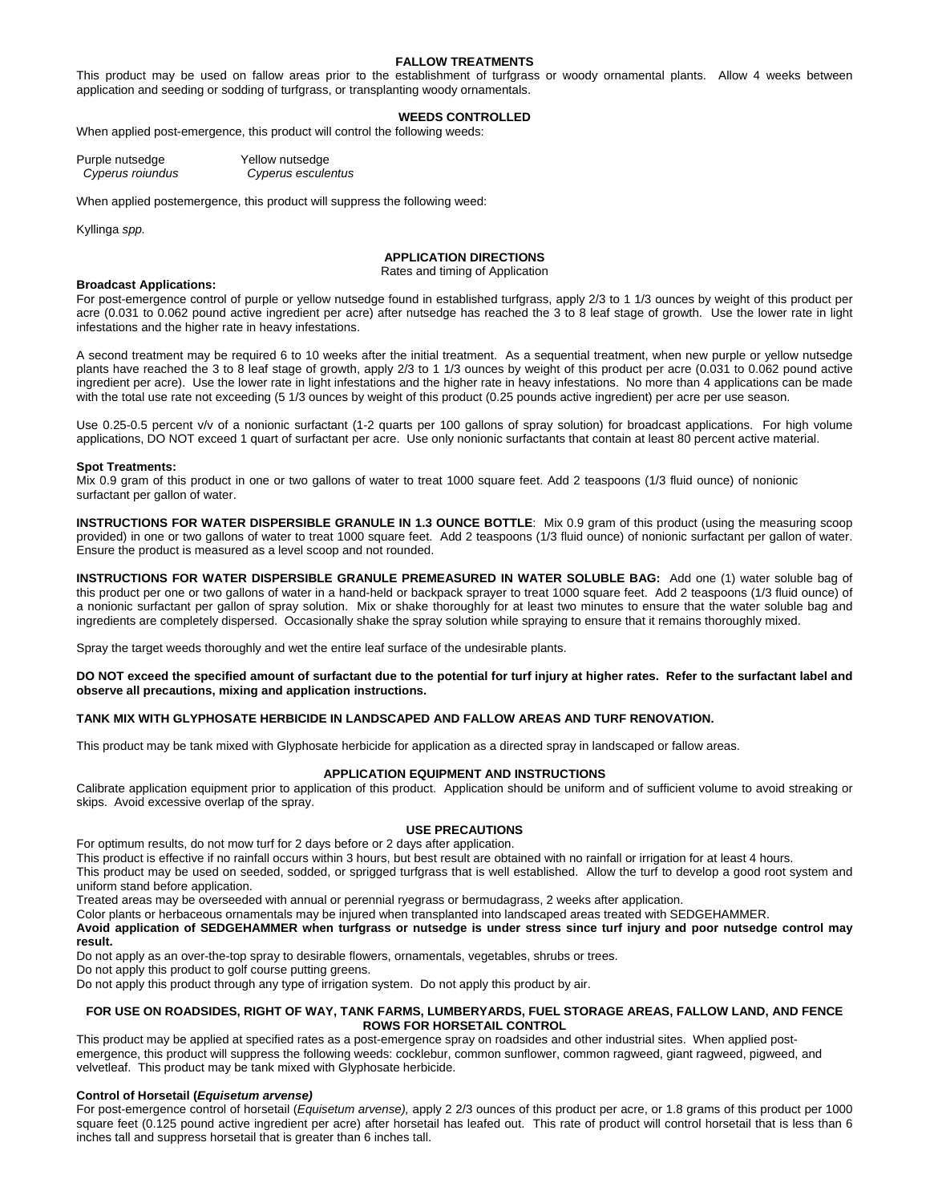## FALLOW TREATMENTS

This product may be used on fallow areas prior to the establishment of turfgrass or woody ornamental plants. Allow 4 weeks between application and seeding or sodding of turfgrass, or transplanting woody ornamentals.

## WEEDS CONTROLLED

When applied post-emergence, this product will control the following weeds:

| Purple nutsedge | Yellow nutsedge |
|---|---|
| *Cyperus roiundus* | *Cyperus esculentus* |

When applied postemergence, this product will suppress the following weed:

Kyllinga *spp.*

## APPLICATION DIRECTIONS

Rates and timing of Application

**Broadcast Applications:**

For post-emergence control of purple or yellow nutsedge found in established turfgrass, apply 2/3 to 1 1/3 ounces by weight of this product per acre (0.031 to 0.062 pound active ingredient per acre) after nutsedge has reached the 3 to 8 leaf stage of growth. Use the lower rate in light infestations and the higher rate in heavy infestations.

A second treatment may be required 6 to 10 weeks after the initial treatment. As a sequential treatment, when new purple or yellow nutsedge plants have reached the 3 to 8 leaf stage of growth, apply 2/3 to 1 1/3 ounces by weight of this product per acre (0.031 to 0.062 pound active ingredient per acre). Use the lower rate in light infestations and the higher rate in heavy infestations. No more than 4 applications can be made with the total use rate not exceeding (5 1/3 ounces by weight of this product (0.25 pounds active ingredient) per acre per use season.

Use 0.25-0.5 percent v/v of a nonionic surfactant (1-2 quarts per 100 gallons of spray solution) for broadcast applications. For high volume applications, DO NOT exceed 1 quart of surfactant per acre. Use only nonionic surfactants that contain at least 80 percent active material.

**Spot Treatments:**

Mix 0.9 gram of this product in one or two gallons of water to treat 1000 square feet. Add 2 teaspoons (1/3 fluid ounce) of nonionic surfactant per gallon of water.

**INSTRUCTIONS FOR WATER DISPERSIBLE GRANULE IN 1.3 OUNCE BOTTLE**: Mix 0.9 gram of this product (using the measuring scoop provided) in one or two gallons of water to treat 1000 square feet. Add 2 teaspoons (1/3 fluid ounce) of nonionic surfactant per gallon of water. Ensure the product is measured as a level scoop and not rounded.

**INSTRUCTIONS FOR WATER DISPERSIBLE GRANULE PREMEASURED IN WATER SOLUBLE BAG:** Add one (1) water soluble bag of this product per one or two gallons of water in a hand-held or backpack sprayer to treat 1000 square feet. Add 2 teaspoons (1/3 fluid ounce) of a nonionic surfactant per gallon of spray solution. Mix or shake thoroughly for at least two minutes to ensure that the water soluble bag and ingredients are completely dispersed. Occasionally shake the spray solution while spraying to ensure that it remains thoroughly mixed.

Spray the target weeds thoroughly and wet the entire leaf surface of the undesirable plants.

**DO NOT exceed the specified amount of surfactant due to the potential for turf injury at higher rates. Refer to the surfactant label and observe all precautions, mixing and application instructions.**

**TANK MIX WITH GLYPHOSATE HERBICIDE IN LANDSCAPED AND FALLOW AREAS AND TURF RENOVATION.**

This product may be tank mixed with Glyphosate herbicide for application as a directed spray in landscaped or fallow areas.

## APPLICATION EQUIPMENT AND INSTRUCTIONS

Calibrate application equipment prior to application of this product. Application should be uniform and of sufficient volume to avoid streaking or skips. Avoid excessive overlap of the spray.

## USE PRECAUTIONS

For optimum results, do not mow turf for 2 days before or 2 days after application.

This product is effective if no rainfall occurs within 3 hours, but best result are obtained with no rainfall or irrigation for at least 4 hours.

This product may be used on seeded, sodded, or sprigged turfgrass that is well established. Allow the turf to develop a good root system and uniform stand before application.

Treated areas may be overseeded with annual or perennial ryegrass or bermudagrass, 2 weeks after application.

Color plants or herbaceous ornamentals may be injured when transplanted into landscaped areas treated with SEDGEHAMMER.

**Avoid application of SEDGEHAMMER when turfgrass or nutsedge is under stress since turf injury and poor nutsedge control may result.**

Do not apply as an over-the-top spray to desirable flowers, ornamentals, vegetables, shrubs or trees.

Do not apply this product to golf course putting greens.

Do not apply this product through any type of irrigation system. Do not apply this product by air.

## FOR USE ON ROADSIDES, RIGHT OF WAY, TANK FARMS, LUMBERYARDS, FUEL STORAGE AREAS, FALLOW LAND, AND FENCE ROWS FOR HORSETAIL CONTROL

This product may be applied at specified rates as a post-emergence spray on roadsides and other industrial sites. When applied post-emergence, this product will suppress the following weeds: cocklebur, common sunflower, common ragweed, giant ragweed, pigweed, and velvetleaf. This product may be tank mixed with Glyphosate herbicide.

**Control of Horsetail (*Equisetum arvense)***

For post-emergence control of horsetail (*Equisetum arvense),* apply 2 2/3 ounces of this product per acre, or 1.8 grams of this product per 1000 square feet (0.125 pound active ingredient per acre) after horsetail has leafed out. This rate of product will control horsetail that is less than 6 inches tall and suppress horsetail that is greater than 6 inches tall.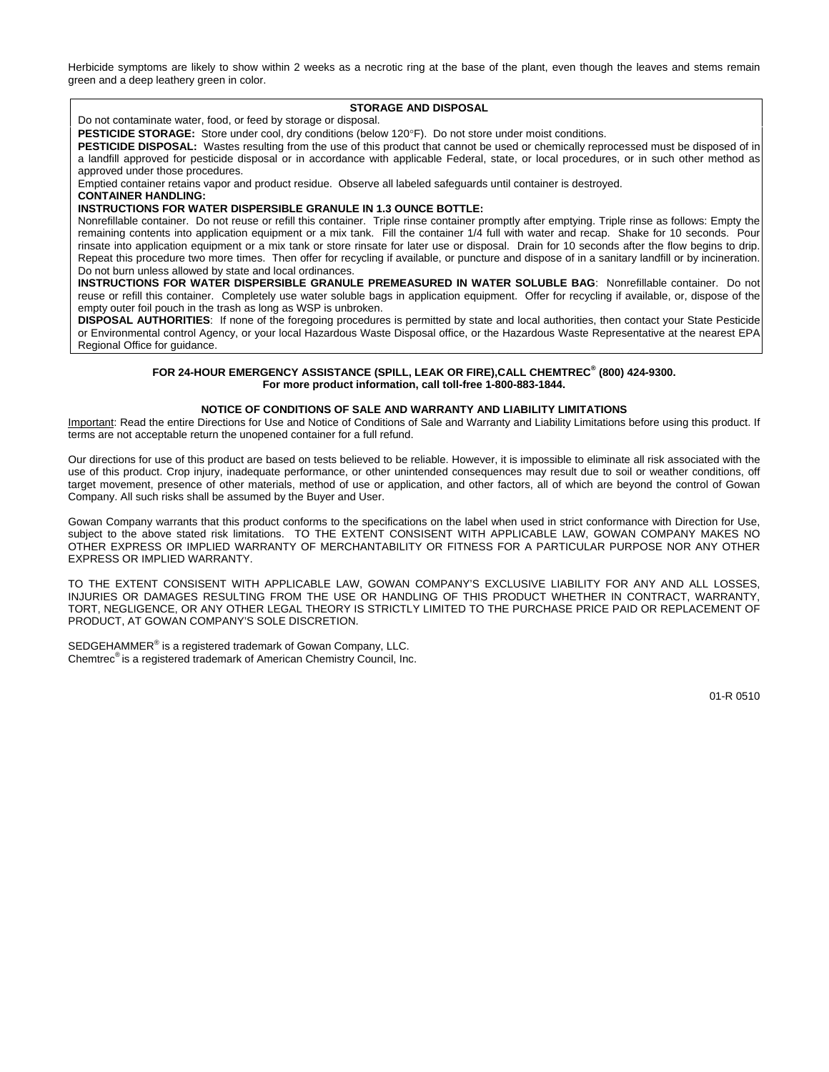Herbicide symptoms are likely to show within 2 weeks as a necrotic ring at the base of the plant, even though the leaves and stems remain green and a deep leathery green in color.

## STORAGE AND DISPOSAL

Do not contaminate water, food, or feed by storage or disposal.

**PESTICIDE STORAGE:** Store under cool, dry conditions (below 120°F). Do not store under moist conditions.

**PESTICIDE DISPOSAL:** Wastes resulting from the use of this product that cannot be used or chemically reprocessed must be disposed of in a landfill approved for pesticide disposal or in accordance with applicable Federal, state, or local procedures, or in such other method as approved under those procedures.

Emptied container retains vapor and product residue. Observe all labeled safeguards until container is destroyed.

**CONTAINER HANDLING:**

**INSTRUCTIONS FOR WATER DISPERSIBLE GRANULE IN 1.3 OUNCE BOTTLE:**

Nonrefillable container. Do not reuse or refill this container. Triple rinse container promptly after emptying. Triple rinse as follows: Empty the remaining contents into application equipment or a mix tank. Fill the container 1/4 full with water and recap. Shake for 10 seconds. Pour rinsate into application equipment or a mix tank or store rinsate for later use or disposal. Drain for 10 seconds after the flow begins to drip. Repeat this procedure two more times. Then offer for recycling if available, or puncture and dispose of in a sanitary landfill or by incineration. Do not burn unless allowed by state and local ordinances.

**INSTRUCTIONS FOR WATER DISPERSIBLE GRANULE PREMEASURED IN WATER SOLUBLE BAG**: Nonrefillable container. Do not reuse or refill this container. Completely use water soluble bags in application equipment. Offer for recycling if available, or, dispose of the empty outer foil pouch in the trash as long as WSP is unbroken.

**DISPOSAL AUTHORITIES**: If none of the foregoing procedures is permitted by state and local authorities, then contact your State Pesticide or Environmental control Agency, or your local Hazardous Waste Disposal office, or the Hazardous Waste Representative at the nearest EPA Regional Office for guidance.

**FOR 24-HOUR EMERGENCY ASSISTANCE (SPILL, LEAK OR FIRE),CALL CHEMTREC® (800) 424-9300.**
**For more product information, call toll-free 1-800-883-1844.**

## NOTICE OF CONDITIONS OF SALE AND WARRANTY AND LIABILITY LIMITATIONS

Important: Read the entire Directions for Use and Notice of Conditions of Sale and Warranty and Liability Limitations before using this product. If terms are not acceptable return the unopened container for a full refund.

Our directions for use of this product are based on tests believed to be reliable. However, it is impossible to eliminate all risk associated with the use of this product. Crop injury, inadequate performance, or other unintended consequences may result due to soil or weather conditions, off target movement, presence of other materials, method of use or application, and other factors, all of which are beyond the control of Gowan Company. All such risks shall be assumed by the Buyer and User.

Gowan Company warrants that this product conforms to the specifications on the label when used in strict conformance with Direction for Use, subject to the above stated risk limitations. TO THE EXTENT CONSISENT WITH APPLICABLE LAW, GOWAN COMPANY MAKES NO OTHER EXPRESS OR IMPLIED WARRANTY OF MERCHANTABILITY OR FITNESS FOR A PARTICULAR PURPOSE NOR ANY OTHER EXPRESS OR IMPLIED WARRANTY.

TO THE EXTENT CONSISENT WITH APPLICABLE LAW, GOWAN COMPANY'S EXCLUSIVE LIABILITY FOR ANY AND ALL LOSSES, INJURIES OR DAMAGES RESULTING FROM THE USE OR HANDLING OF THIS PRODUCT WHETHER IN CONTRACT, WARRANTY, TORT, NEGLIGENCE, OR ANY OTHER LEGAL THEORY IS STRICTLY LIMITED TO THE PURCHASE PRICE PAID OR REPLACEMENT OF PRODUCT, AT GOWAN COMPANY'S SOLE DISCRETION.

SEDGEHAMMER® is a registered trademark of Gowan Company, LLC.
Chemtrec® is a registered trademark of American Chemistry Council, Inc.

01-R 0510